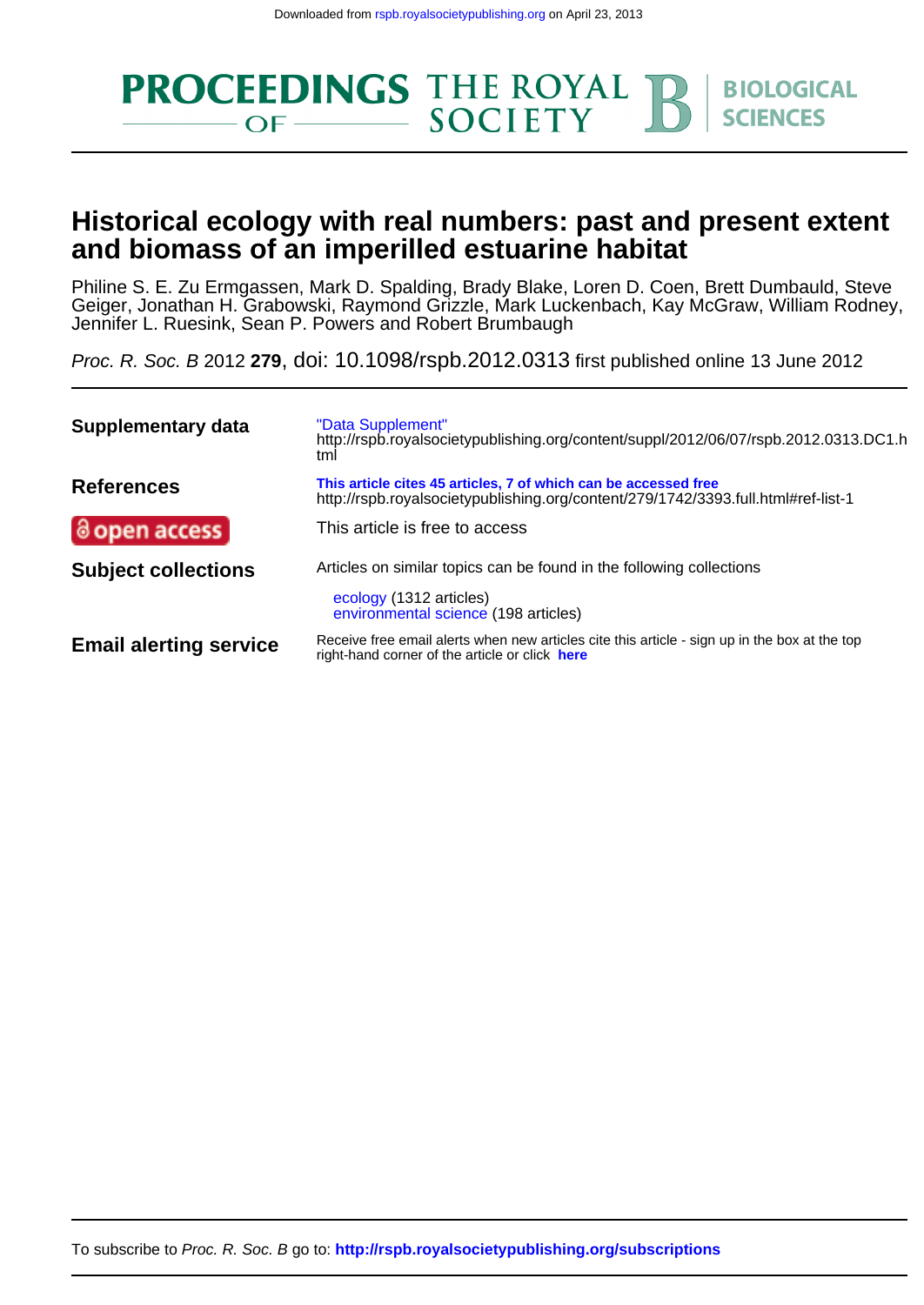Downloaded from rspb.royalsocietypublishing.org on April 23, 2013

PROCEEDINGS OF THE ROYAL SOCIETY B BIOLOGICAL SCIENCES

# Historical ecology with real numbers: past and present extent and biomass of an imperilled estuarine habitat

Philine S. E. Zu Ermgassen, Mark D. Spalding, Brady Blake, Loren D. Coen, Brett Dumbauld, Steve Geiger, Jonathan H. Grabowski, Raymond Grizzle, Mark Luckenbach, Kay McGraw, William Rodney, Jennifer L. Ruesink, Sean P. Powers and Robert Brumbaugh

*Proc. R. Soc. B* 2012 **279**, doi: 10.1098/rspb.2012.0313 first published online 13 June 2012

| | |
|---|---|
| **Supplementary data** | "Data Supplement" http://rspb.royalsocietypublishing.org/content/suppl/2012/06/07/rspb.2012.0313.DC1.html |
| **References** | **This article cites 45 articles, 7 of which can be accessed free** http://rspb.royalsocietypublishing.org/content/279/1742/3393.full.html#ref-list-1 |
| **open access** | This article is free to access |
| **Subject collections** | Articles on similar topics can be found in the following collections<br>ecology (1312 articles)<br>environmental science (198 articles) |
| **Email alerting service** | Receive free email alerts when new articles cite this article - sign up in the box at the top right-hand corner of the article or click **here** |

To subscribe to *Proc. R. Soc. B* go to: **http://rspb.royalsocietypublishing.org/subscriptions**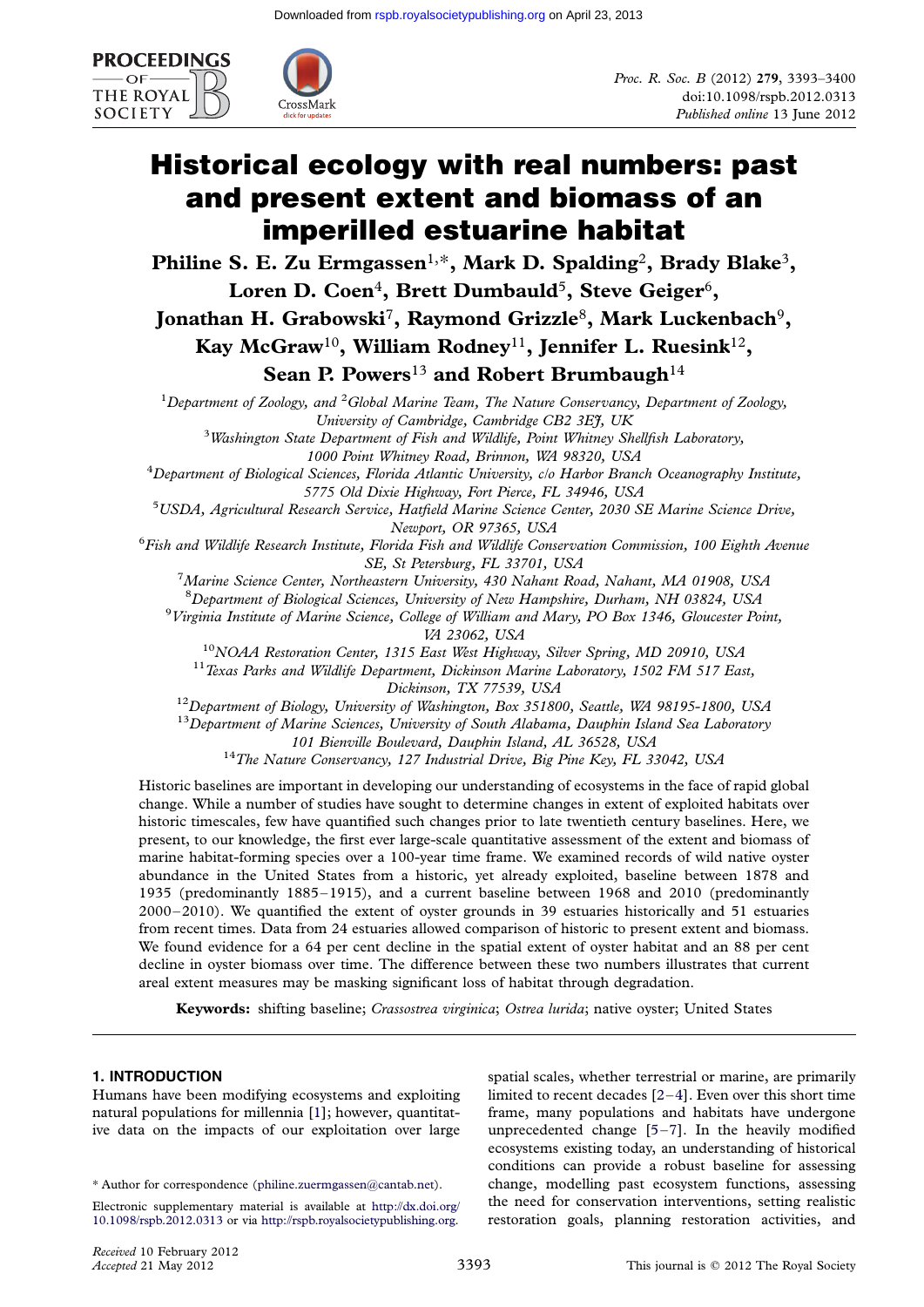# Historical ecology with real numbers: past and present extent and biomass of an imperilled estuarine habitat

**Philine S. E. Zu Ermgassen[1,*], Mark D. Spalding[2], Brady Blake[3], Loren D. Coen[4], Brett Dumbauld[5], Steve Geiger[6], Jonathan H. Grabowski[7], Raymond Grizzle[8], Mark Luckenbach[9], Kay McGraw[10], William Rodney[11], Jennifer L. Ruesink[12], Sean P. Powers[13] and Robert Brumbaugh[14]**

[1]*Department of Zoology, and* [2]*Global Marine Team, The Nature Conservancy, Department of Zoology, University of Cambridge, Cambridge CB2 3EJ, UK*

[3]*Washington State Department of Fish and Wildlife, Point Whitney Shellfish Laboratory, 1000 Point Whitney Road, Brinnon, WA 98320, USA*

[4]*Department of Biological Sciences, Florida Atlantic University, c/o Harbor Branch Oceanography Institute, 5775 Old Dixie Highway, Fort Pierce, FL 34946, USA*

[5]*USDA, Agricultural Research Service, Hatfield Marine Science Center, 2030 SE Marine Science Drive, Newport, OR 97365, USA*

[6]*Fish and Wildlife Research Institute, Florida Fish and Wildlife Conservation Commission, 100 Eighth Avenue SE, St Petersburg, FL 33701, USA*

[7]*Marine Science Center, Northeastern University, 430 Nahant Road, Nahant, MA 01908, USA*

[8]*Department of Biological Sciences, University of New Hampshire, Durham, NH 03824, USA*

[9]*Virginia Institute of Marine Science, College of William and Mary, PO Box 1346, Gloucester Point, VA 23062, USA*

[10]*NOAA Restoration Center, 1315 East West Highway, Silver Spring, MD 20910, USA*

[11]*Texas Parks and Wildlife Department, Dickinson Marine Laboratory, 1502 FM 517 East, Dickinson, TX 77539, USA*

[12]*Department of Biology, University of Washington, Box 351800, Seattle, WA 98195-1800, USA*

[13]*Department of Marine Sciences, University of South Alabama, Dauphin Island Sea Laboratory 101 Bienville Boulevard, Dauphin Island, AL 36528, USA*

[14]*The Nature Conservancy, 127 Industrial Drive, Big Pine Key, FL 33042, USA*

Historic baselines are important in developing our understanding of ecosystems in the face of rapid global change. While a number of studies have sought to determine changes in extent of exploited habitats over historic timescales, few have quantified such changes prior to late twentieth century baselines. Here, we present, to our knowledge, the first ever large-scale quantitative assessment of the extent and biomass of marine habitat-forming species over a 100-year time frame. We examined records of wild native oyster abundance in the United States from a historic, yet already exploited, baseline between 1878 and 1935 (predominantly 1885–1915), and a current baseline between 1968 and 2010 (predominantly 2000–2010). We quantified the extent of oyster grounds in 39 estuaries historically and 51 estuaries from recent times. Data from 24 estuaries allowed comparison of historic to present extent and biomass. We found evidence for a 64 per cent decline in the spatial extent of oyster habitat and an 88 per cent decline in oyster biomass over time. The difference between these two numbers illustrates that current areal extent measures may be masking significant loss of habitat through degradation.

**Keywords:** shifting baseline; *Crassostrea virginica*; *Ostrea lurida*; native oyster; United States

## 1. INTRODUCTION

Humans have been modifying ecosystems and exploiting natural populations for millennia [1]; however, quantitative data on the impacts of our exploitation over large spatial scales, whether terrestrial or marine, are primarily limited to recent decades [2–4]. Even over this short time frame, many populations and habitats have undergone unprecedented change [5–7]. In the heavily modified ecosystems existing today, an understanding of historical conditions can provide a robust baseline for assessing change, modelling past ecosystem functions, assessing the need for conservation interventions, setting realistic restoration goals, planning restoration activities, and

\* Author for correspondence (philine.zuermgassen@cantab.net).

Electronic supplementary material is available at http://dx.doi.org/10.1098/rspb.2012.0313 or via http://rspb.royalsocietypublishing.org.

*Received* 10 February 2012
*Accepted* 21 May 2012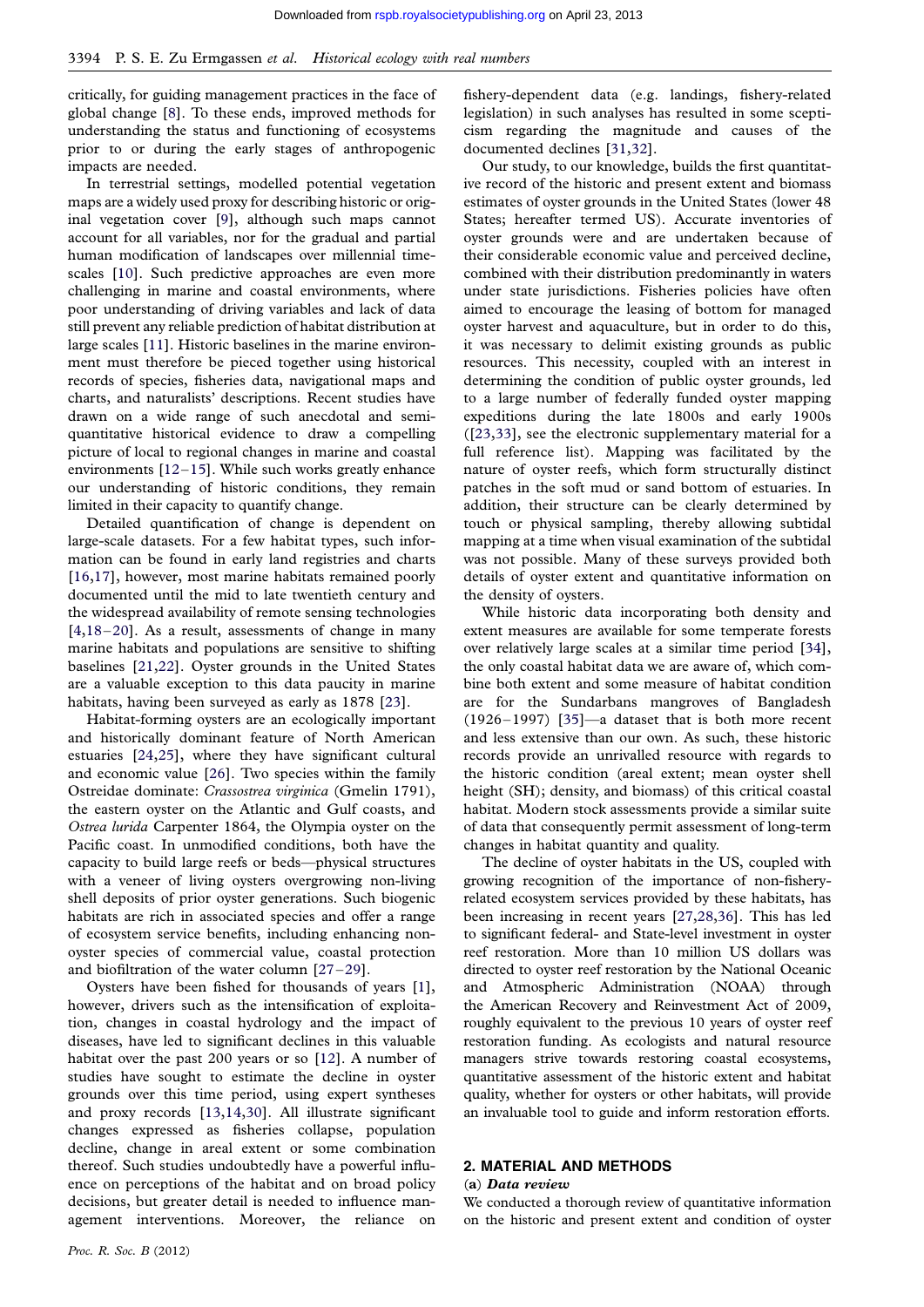critically, for guiding management practices in the face of global change [8]. To these ends, improved methods for understanding the status and functioning of ecosystems prior to or during the early stages of anthropogenic impacts are needed.

In terrestrial settings, modelled potential vegetation maps are a widely used proxy for describing historic or original vegetation cover [9], although such maps cannot account for all variables, nor for the gradual and partial human modification of landscapes over millennial timescales [10]. Such predictive approaches are even more challenging in marine and coastal environments, where poor understanding of driving variables and lack of data still prevent any reliable prediction of habitat distribution at large scales [11]. Historic baselines in the marine environment must therefore be pieced together using historical records of species, fisheries data, navigational maps and charts, and naturalists' descriptions. Recent studies have drawn on a wide range of such anecdotal and semi-quantitative historical evidence to draw a compelling picture of local to regional changes in marine and coastal environments [12–15]. While such works greatly enhance our understanding of historic conditions, they remain limited in their capacity to quantify change.

Detailed quantification of change is dependent on large-scale datasets. For a few habitat types, such information can be found in early land registries and charts [16,17], however, most marine habitats remained poorly documented until the mid to late twentieth century and the widespread availability of remote sensing technologies [4,18–20]. As a result, assessments of change in many marine habitats and populations are sensitive to shifting baselines [21,22]. Oyster grounds in the United States are a valuable exception to this data paucity in marine habitats, having been surveyed as early as 1878 [23].

Habitat-forming oysters are an ecologically important and historically dominant feature of North American estuaries [24,25], where they have significant cultural and economic value [26]. Two species within the family Ostreidae dominate: *Crassostrea virginica* (Gmelin 1791), the eastern oyster on the Atlantic and Gulf coasts, and *Ostrea lurida* Carpenter 1864, the Olympia oyster on the Pacific coast. In unmodified conditions, both have the capacity to build large reefs or beds—physical structures with a veneer of living oysters overgrowing non-living shell deposits of prior oyster generations. Such biogenic habitats are rich in associated species and offer a range of ecosystem service benefits, including enhancing non-oyster species of commercial value, coastal protection and biofiltration of the water column [27–29].

Oysters have been fished for thousands of years [1], however, drivers such as the intensification of exploitation, changes in coastal hydrology and the impact of diseases, have led to significant declines in this valuable habitat over the past 200 years or so [12]. A number of studies have sought to estimate the decline in oyster grounds over this time period, using expert syntheses and proxy records [13,14,30]. All illustrate significant changes expressed as fisheries collapse, population decline, change in areal extent or some combination thereof. Such studies undoubtedly have a powerful influence on perceptions of the habitat and on broad policy decisions, but greater detail is needed to influence management interventions. Moreover, the reliance on fishery-dependent data (e.g. landings, fishery-related legislation) in such analyses has resulted in some scepticism regarding the magnitude and causes of the documented declines [31,32].

Our study, to our knowledge, builds the first quantitative record of the historic and present extent and biomass estimates of oyster grounds in the United States (lower 48 States; hereafter termed US). Accurate inventories of oyster grounds were and are undertaken because of their considerable economic value and perceived decline, combined with their distribution predominantly in waters under state jurisdictions. Fisheries policies have often aimed to encourage the leasing of bottom for managed oyster harvest and aquaculture, but in order to do this, it was necessary to delimit existing grounds as public resources. This necessity, coupled with an interest in determining the condition of public oyster grounds, led to a large number of federally funded oyster mapping expeditions during the late 1800s and early 1900s ([23,33], see the electronic supplementary material for a full reference list). Mapping was facilitated by the nature of oyster reefs, which form structurally distinct patches in the soft mud or sand bottom of estuaries. In addition, their structure can be clearly determined by touch or physical sampling, thereby allowing subtidal mapping at a time when visual examination of the subtidal was not possible. Many of these surveys provided both details of oyster extent and quantitative information on the density of oysters.

While historic data incorporating both density and extent measures are available for some temperate forests over relatively large scales at a similar time period [34], the only coastal habitat data we are aware of, which combine both extent and some measure of habitat condition are for the Sundarbans mangroves of Bangladesh (1926–1997) [35]—a dataset that is both more recent and less extensive than our own. As such, these historic records provide an unrivalled resource with regards to the historic condition (areal extent; mean oyster shell height (SH); density, and biomass) of this critical coastal habitat. Modern stock assessments provide a similar suite of data that consequently permit assessment of long-term changes in habitat quantity and quality.

The decline of oyster habitats in the US, coupled with growing recognition of the importance of non-fishery-related ecosystem services provided by these habitats, has been increasing in recent years [27,28,36]. This has led to significant federal- and State-level investment in oyster reef restoration. More than 10 million US dollars was directed to oyster reef restoration by the National Oceanic and Atmospheric Administration (NOAA) through the American Recovery and Reinvestment Act of 2009, roughly equivalent to the previous 10 years of oyster reef restoration funding. As ecologists and natural resource managers strive towards restoring coastal ecosystems, quantitative assessment of the historic extent and habitat quality, whether for oysters or other habitats, will provide an invaluable tool to guide and inform restoration efforts.

## 2. MATERIAL AND METHODS

### (a) *Data review*

We conducted a thorough review of quantitative information on the historic and present extent and condition of oyster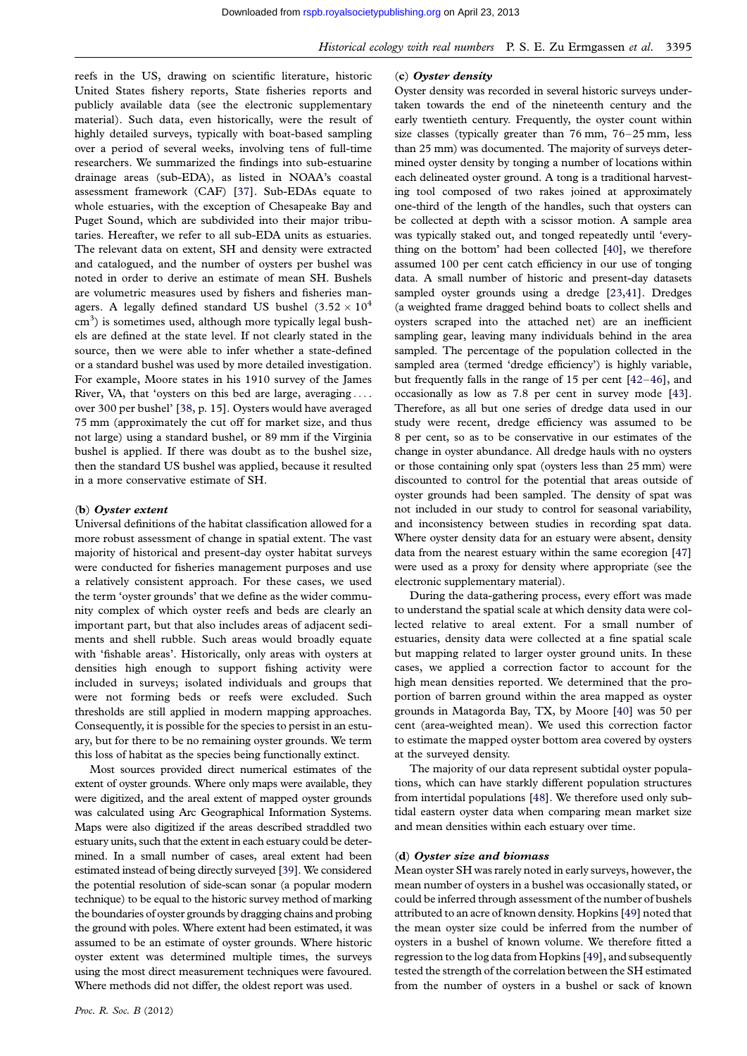reefs in the US, drawing on scientific literature, historic United States fishery reports, State fisheries reports and publicly available data (see the electronic supplementary material). Such data, even historically, were the result of highly detailed surveys, typically with boat-based sampling over a period of several weeks, involving tens of full-time researchers. We summarized the findings into sub-estuarine drainage areas (sub-EDA), as listed in NOAA's coastal assessment framework (CAF) [37]. Sub-EDAs equate to whole estuaries, with the exception of Chesapeake Bay and Puget Sound, which are subdivided into their major tributaries. Hereafter, we refer to all sub-EDA units as estuaries. The relevant data on extent, SH and density were extracted and catalogued, and the number of oysters per bushel was noted in order to derive an estimate of mean SH. Bushels are volumetric measures used by fishers and fisheries managers. A legally defined standard US bushel ($3.52 \times 10^4$ cm$^3$) is sometimes used, although more typically legal bushels are defined at the state level. If not clearly stated in the source, then we were able to infer whether a state-defined or a standard bushel was used by more detailed investigation. For example, Moore states in his 1910 survey of the James River, VA, that 'oysters on this bed are large, averaging .... over 300 per bushel' [38, p. 15]. Oysters would have averaged 75 mm (approximately the cut off for market size, and thus not large) using a standard bushel, or 89 mm if the Virginia bushel is applied. If there was doubt as to the bushel size, then the standard US bushel was applied, because it resulted in a more conservative estimate of SH.

### (b) *Oyster extent*

Universal definitions of the habitat classification allowed for a more robust assessment of change in spatial extent. The vast majority of historical and present-day oyster habitat surveys were conducted for fisheries management purposes and use a relatively consistent approach. For these cases, we used the term 'oyster grounds' that we define as the wider community complex of which oyster reefs and beds are clearly an important part, but that also includes areas of adjacent sediments and shell rubble. Such areas would broadly equate with 'fishable areas'. Historically, only areas with oysters at densities high enough to support fishing activity were included in surveys; isolated individuals and groups that were not forming beds or reefs were excluded. Such thresholds are still applied in modern mapping approaches. Consequently, it is possible for the species to persist in an estuary, but for there to be no remaining oyster grounds. We term this loss of habitat as the species being functionally extinct.

Most sources provided direct numerical estimates of the extent of oyster grounds. Where only maps were available, they were digitized, and the areal extent of mapped oyster grounds was calculated using Arc Geographical Information Systems. Maps were also digitized if the areas described straddled two estuary units, such that the extent in each estuary could be determined. In a small number of cases, areal extent had been estimated instead of being directly surveyed [39]. We considered the potential resolution of side-scan sonar (a popular modern technique) to be equal to the historic survey method of marking the boundaries of oyster grounds by dragging chains and probing the ground with poles. Where extent had been estimated, it was assumed to be an estimate of oyster grounds. Where historic oyster extent was determined multiple times, the surveys using the most direct measurement techniques were favoured. Where methods did not differ, the oldest report was used.

### (c) *Oyster density*

Oyster density was recorded in several historic surveys undertaken towards the end of the nineteenth century and the early twentieth century. Frequently, the oyster count within size classes (typically greater than 76 mm, 76–25 mm, less than 25 mm) was documented. The majority of surveys determined oyster density by tonging a number of locations within each delineated oyster ground. A tong is a traditional harvesting tool composed of two rakes joined at approximately one-third of the length of the handles, such that oysters can be collected at depth with a scissor motion. A sample area was typically staked out, and tonged repeatedly until 'everything on the bottom' had been collected [40], we therefore assumed 100 per cent catch efficiency in our use of tonging data. A small number of historic and present-day datasets sampled oyster grounds using a dredge [23,41]. Dredges (a weighted frame dragged behind boats to collect shells and oysters scraped into the attached net) are an inefficient sampling gear, leaving many individuals behind in the area sampled. The percentage of the population collected in the sampled area (termed 'dredge efficiency') is highly variable, but frequently falls in the range of 15 per cent [42–46], and occasionally as low as 7.8 per cent in survey mode [43]. Therefore, as all but one series of dredge data used in our study were recent, dredge efficiency was assumed to be 8 per cent, so as to be conservative in our estimates of the change in oyster abundance. All dredge hauls with no oysters or those containing only spat (oysters less than 25 mm) were discounted to control for the potential that areas outside of oyster grounds had been sampled. The density of spat was not included in our study to control for seasonal variability, and inconsistency between studies in recording spat data. Where oyster density data for an estuary were absent, density data from the nearest estuary within the same ecoregion [47] were used as a proxy for density where appropriate (see the electronic supplementary material).

During the data-gathering process, every effort was made to understand the spatial scale at which density data were collected relative to areal extent. For a small number of estuaries, density data were collected at a fine spatial scale but mapping related to larger oyster ground units. In these cases, we applied a correction factor to account for the high mean densities reported. We determined that the proportion of barren ground within the area mapped as oyster grounds in Matagorda Bay, TX, by Moore [40] was 50 per cent (area-weighted mean). We used this correction factor to estimate the mapped oyster bottom area covered by oysters at the surveyed density.

The majority of our data represent subtidal oyster populations, which can have starkly different population structures from intertidal populations [48]. We therefore used only subtidal eastern oyster data when comparing mean market size and mean densities within each estuary over time.

### (d) *Oyster size and biomass*

Mean oyster SH was rarely noted in early surveys, however, the mean number of oysters in a bushel was occasionally stated, or could be inferred through assessment of the number of bushels attributed to an acre of known density. Hopkins [49] noted that the mean oyster size could be inferred from the number of oysters in a bushel of known volume. We therefore fitted a regression to the log data from Hopkins [49], and subsequently tested the strength of the correlation between the SH estimated from the number of oysters in a bushel or sack of known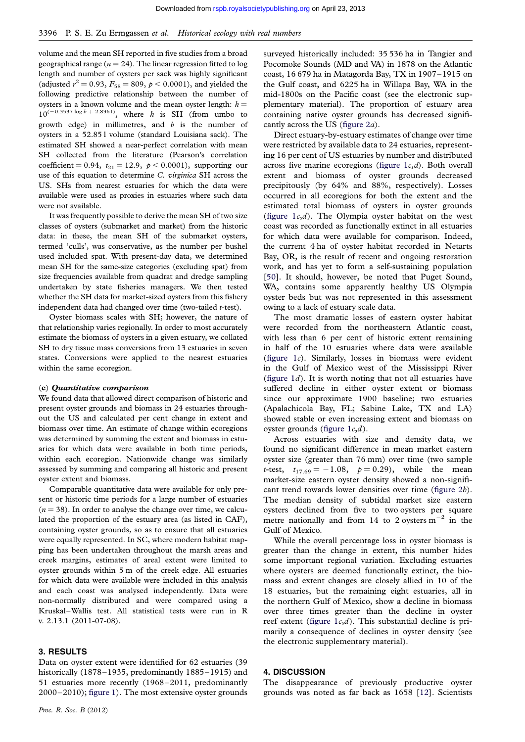volume and the mean SH reported in five studies from a broad geographical range ($n = 24$). The linear regression fitted to log length and number of oysters per sack was highly significant (adjusted $r^2 = 0.93$, $F_{58} = 809$, $p < 0.0001$), and yielded the following predictive relationship between the number of oysters in a known volume and the mean oyster length: $h = 10^{(-0.3537 \log b + 2.8361)}$, where $h$ is SH (from umbo to growth edge) in millimetres, and $b$ is the number of oysters in a 52.85 l volume (standard Louisiana sack). The estimated SH showed a near-perfect correlation with mean SH collected from the literature (Pearson's correlation coefficient = 0.94, $t_{21} = 12.9$, $p < 0.0001$), supporting our use of this equation to determine *C. virginica* SH across the US. SHs from nearest estuaries for which the data were available were used as proxies in estuaries where such data were not available.

It was frequently possible to derive the mean SH of two size classes of oysters (submarket and market) from the historic data: in these, the mean SH of the submarket oysters, termed 'culls', was conservative, as the number per bushel used included spat. With present-day data, we determined mean SH for the same-size categories (excluding spat) from size frequencies available from quadrat and dredge sampling undertaken by state fisheries managers. We then tested whether the SH data for market-sized oysters from this fishery independent data had changed over time (two-tailed *t*-test).

Oyster biomass scales with SH; however, the nature of that relationship varies regionally. In order to most accurately estimate the biomass of oysters in a given estuary, we collated SH to dry tissue mass conversions from 13 estuaries in seven states. Conversions were applied to the nearest estuaries within the same ecoregion.

### (e) *Quantitative comparison*

We found data that allowed direct comparison of historic and present oyster grounds and biomass in 24 estuaries throughout the US and calculated per cent change in extent and biomass over time. An estimate of change within ecoregions was determined by summing the extent and biomass in estuaries for which data were available in both time periods, within each ecoregion. Nationwide change was similarly assessed by summing and comparing all historic and present oyster extent and biomass.

Comparable quantitative data were available for only present or historic time periods for a large number of estuaries ($n = 38$). In order to analyse the change over time, we calculated the proportion of the estuary area (as listed in CAF), containing oyster grounds, so as to ensure that all estuaries were equally represented. In SC, where modern habitat mapping has been undertaken throughout the marsh areas and creek margins, estimates of areal extent were limited to oyster grounds within 5 m of the creek edge. All estuaries for which data were available were included in this analysis and each coast was analysed independently. Data were non-normally distributed and were compared using a Kruskal–Wallis test. All statistical tests were run in R v. 2.13.1 (2011-07-08).

## 3. RESULTS

Data on oyster extent were identified for 62 estuaries (39 historically (1878–1935, predominantly 1885–1915) and 51 estuaries more recently (1968–2011, predominantly 2000–2010); figure 1). The most extensive oyster grounds surveyed historically included: 35 536 ha in Tangier and Pocomoke Sounds (MD and VA) in 1878 on the Atlantic coast, 16 679 ha in Matagorda Bay, TX in 1907–1915 on the Gulf coast, and 6225 ha in Willapa Bay, WA in the mid-1800s on the Pacific coast (see the electronic supplementary material). The proportion of estuary area containing native oyster grounds has decreased significantly across the US (figure 2*a*).

Direct estuary-by-estuary estimates of change over time were restricted by available data to 24 estuaries, representing 16 per cent of US estuaries by number and distributed across five marine ecoregions (figure 1*c*,*d*). Both overall extent and biomass of oyster grounds decreased precipitously (by 64% and 88%, respectively). Losses occurred in all ecoregions for both the extent and the estimated total biomass of oysters in oyster grounds (figure 1*c*,*d*). The Olympia oyster habitat on the west coast was recorded as functionally extinct in all estuaries for which data were available for comparison. Indeed, the current 4 ha of oyster habitat recorded in Netarts Bay, OR, is the result of recent and ongoing restoration work, and has yet to form a self-sustaining population [50]. It should, however, be noted that Puget Sound, WA, contains some apparently healthy US Olympia oyster beds but was not represented in this assessment owing to a lack of estuary scale data.

The most dramatic losses of eastern oyster habitat were recorded from the northeastern Atlantic coast, with less than 6 per cent of historic extent remaining in half of the 10 estuaries where data were available (figure 1*c*). Similarly, losses in biomass were evident in the Gulf of Mexico west of the Mississippi River (figure 1*d*). It is worth noting that not all estuaries have suffered decline in either oyster extent or biomass since our approximate 1900 baseline; two estuaries (Apalachicola Bay, FL; Sabine Lake, TX and LA) showed stable or even increasing extent and biomass on oyster grounds (figure 1*c*,*d*).

Across estuaries with size and density data, we found no significant difference in mean market eastern oyster size (greater than 76 mm) over time (two sample *t*-test, $t_{17.69} = -1.08$, $p = 0.29$), while the mean market-size eastern oyster density showed a non-significant trend towards lower densities over time (figure 2*b*). The median density of subtidal market size eastern oysters declined from five to two oysters per square metre nationally and from 14 to 2 oysters $m^{-2}$ in the Gulf of Mexico.

While the overall percentage loss in oyster biomass is greater than the change in extent, this number hides some important regional variation. Excluding estuaries where oysters are deemed functionally extinct, the biomass and extent changes are closely allied in 10 of the 18 estuaries, but the remaining eight estuaries, all in the northern Gulf of Mexico, show a decline in biomass over three times greater than the decline in oyster reef extent (figure 1*c*,*d*). This substantial decline is primarily a consequence of declines in oyster density (see the electronic supplementary material).

## 4. DISCUSSION

The disappearance of previously productive oyster grounds was noted as far back as 1658 [12]. Scientists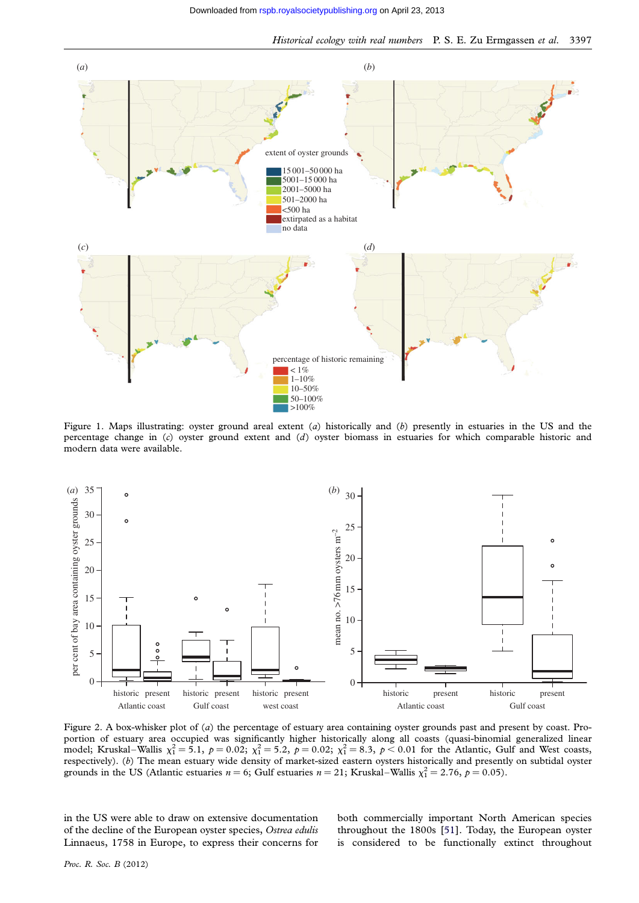Figure 1. Maps illustrating: oyster ground areal extent (*a*) historically and (*b*) presently in estuaries in the US and the percentage change in (*c*) oyster ground extent and (*d*) oyster biomass in estuaries for which comparable historic and modern data were available.

Figure 2. A box-whisker plot of (*a*) the percentage of estuary area containing oyster grounds past and present by coast. Proportion of estuary area occupied was significantly higher historically along all coasts (quasi-binomial generalized linear model; Kruskal–Wallis $\chi_1^2 = 5.1$, $p = 0.02$; $\chi_1^2 = 5.2$, $p = 0.02$; $\chi_1^2 = 8.3$, $p < 0.01$ for the Atlantic, Gulf and West coasts, respectively). (*b*) The mean estuary wide density of market-sized eastern oysters historically and presently on subtidal oyster grounds in the US (Atlantic estuaries $n = 6$; Gulf estuaries $n = 21$; Kruskal–Wallis $\chi_1^2 = 2.76$, $p = 0.05$).

in the US were able to draw on extensive documentation of the decline of the European oyster species, *Ostrea edulis* Linnaeus, 1758 in Europe, to express their concerns for both commercially important North American species throughout the 1800s [51]. Today, the European oyster is considered to be functionally extinct throughout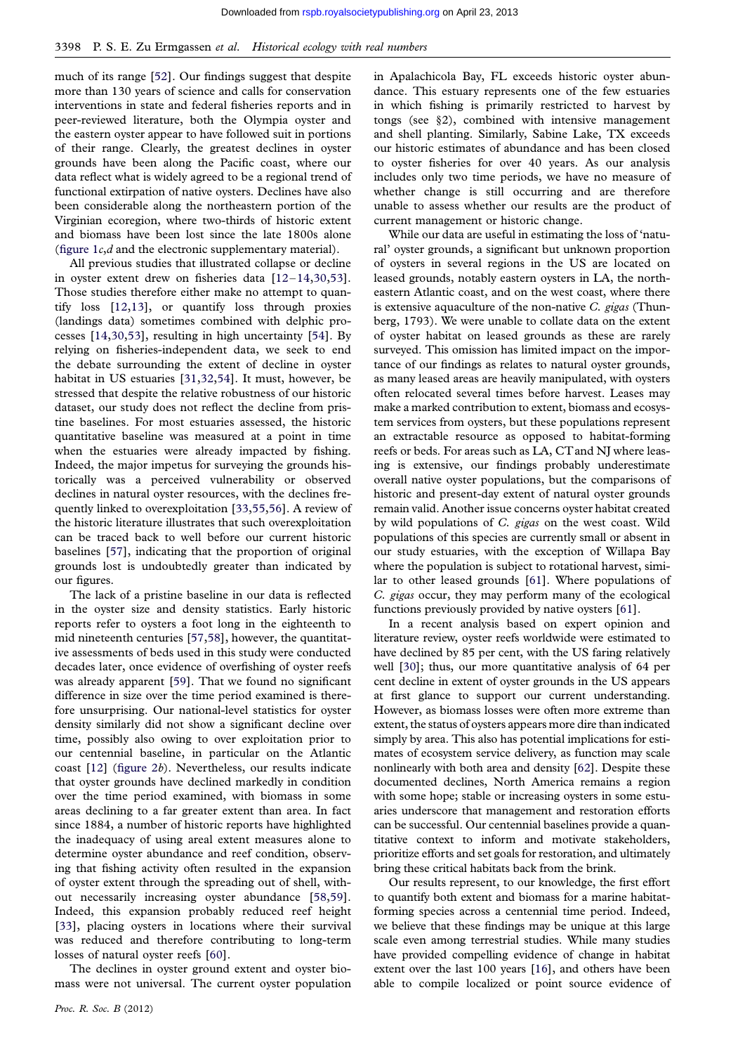much of its range [52]. Our findings suggest that despite more than 130 years of science and calls for conservation interventions in state and federal fisheries reports and in peer-reviewed literature, both the Olympia oyster and the eastern oyster appear to have followed suit in portions of their range. Clearly, the greatest declines in oyster grounds have been along the Pacific coast, where our data reflect what is widely agreed to be a regional trend of functional extirpation of native oysters. Declines have also been considerable along the northeastern portion of the Virginian ecoregion, where two-thirds of historic extent and biomass have been lost since the late 1800s alone (figure 1*c*,*d* and the electronic supplementary material).

All previous studies that illustrated collapse or decline in oyster extent drew on fisheries data [12–14,30,53]. Those studies therefore either make no attempt to quantify loss [12,13], or quantify loss through proxies (landings data) sometimes combined with delphic processes [14,30,53], resulting in high uncertainty [54]. By relying on fisheries-independent data, we seek to end the debate surrounding the extent of decline in oyster habitat in US estuaries [31,32,54]. It must, however, be stressed that despite the relative robustness of our historic dataset, our study does not reflect the decline from pristine baselines. For most estuaries assessed, the historic quantitative baseline was measured at a point in time when the estuaries were already impacted by fishing. Indeed, the major impetus for surveying the grounds historically was a perceived vulnerability or observed declines in natural oyster resources, with the declines frequently linked to overexploitation [33,55,56]. A review of the historic literature illustrates that such overexploitation can be traced back to well before our current historic baselines [57], indicating that the proportion of original grounds lost is undoubtedly greater than indicated by our figures.

The lack of a pristine baseline in our data is reflected in the oyster size and density statistics. Early historic reports refer to oysters a foot long in the eighteenth to mid nineteenth centuries [57,58], however, the quantitative assessments of beds used in this study were conducted decades later, once evidence of overfishing of oyster reefs was already apparent [59]. That we found no significant difference in size over the time period examined is therefore unsurprising. Our national-level statistics for oyster density similarly did not show a significant decline over time, possibly also owing to over exploitation prior to our centennial baseline, in particular on the Atlantic coast [12] (figure 2*b*). Nevertheless, our results indicate that oyster grounds have declined markedly in condition over the time period examined, with biomass in some areas declining to a far greater extent than area. In fact since 1884, a number of historic reports have highlighted the inadequacy of using areal extent measures alone to determine oyster abundance and reef condition, observing that fishing activity often resulted in the expansion of oyster extent through the spreading out of shell, without necessarily increasing oyster abundance [58,59]. Indeed, this expansion probably reduced reef height [33], placing oysters in locations where their survival was reduced and therefore contributing to long-term losses of natural oyster reefs [60].

The declines in oyster ground extent and oyster biomass were not universal. The current oyster population in Apalachicola Bay, FL exceeds historic oyster abundance. This estuary represents one of the few estuaries in which fishing is primarily restricted to harvest by tongs (see §2), combined with intensive management and shell planting. Similarly, Sabine Lake, TX exceeds our historic estimates of abundance and has been closed to oyster fisheries for over 40 years. As our analysis includes only two time periods, we have no measure of whether change is still occurring and are therefore unable to assess whether our results are the product of current management or historic change.

While our data are useful in estimating the loss of 'natural' oyster grounds, a significant but unknown proportion of oysters in several regions in the US are located on leased grounds, notably eastern oysters in LA, the northeastern Atlantic coast, and on the west coast, where there is extensive aquaculture of the non-native *C. gigas* (Thunberg, 1793). We were unable to collate data on the extent of oyster habitat on leased grounds as these are rarely surveyed. This omission has limited impact on the importance of our findings as relates to natural oyster grounds, as many leased areas are heavily manipulated, with oysters often relocated several times before harvest. Leases may make a marked contribution to extent, biomass and ecosystem services from oysters, but these populations represent an extractable resource as opposed to habitat-forming reefs or beds. For areas such as LA, CT and NJ where leasing is extensive, our findings probably underestimate overall native oyster populations, but the comparisons of historic and present-day extent of natural oyster grounds remain valid. Another issue concerns oyster habitat created by wild populations of *C. gigas* on the west coast. Wild populations of this species are currently small or absent in our study estuaries, with the exception of Willapa Bay where the population is subject to rotational harvest, similar to other leased grounds [61]. Where populations of *C. gigas* occur, they may perform many of the ecological functions previously provided by native oysters [61].

In a recent analysis based on expert opinion and literature review, oyster reefs worldwide were estimated to have declined by 85 per cent, with the US faring relatively well [30]; thus, our more quantitative analysis of 64 per cent decline in extent of oyster grounds in the US appears at first glance to support our current understanding. However, as biomass losses were often more extreme than extent, the status of oysters appears more dire than indicated simply by area. This also has potential implications for estimates of ecosystem service delivery, as function may scale nonlinearly with both area and density [62]. Despite these documented declines, North America remains a region with some hope; stable or increasing oysters in some estuaries underscore that management and restoration efforts can be successful. Our centennial baselines provide a quantitative context to inform and motivate stakeholders, prioritize efforts and set goals for restoration, and ultimately bring these critical habitats back from the brink.

Our results represent, to our knowledge, the first effort to quantify both extent and biomass for a marine habitat-forming species across a centennial time period. Indeed, we believe that these findings may be unique at this large scale even among terrestrial studies. While many studies have provided compelling evidence of change in habitat extent over the last 100 years [16], and others have been able to compile localized or point source evidence of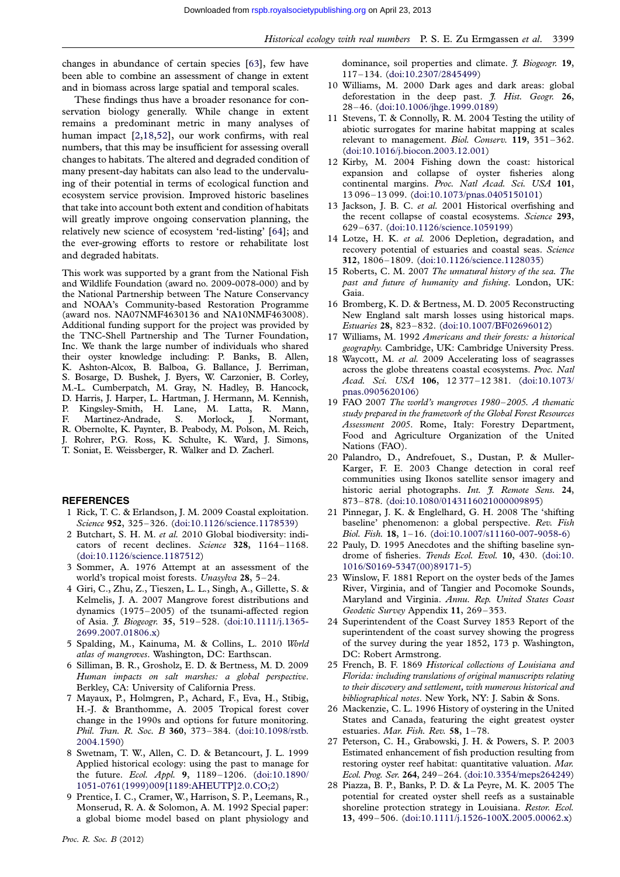changes in abundance of certain species [63], few have been able to combine an assessment of change in extent and in biomass across large spatial and temporal scales.

These findings thus have a broader resonance for conservation biology generally. While change in extent remains a predominant metric in many analyses of human impact [2,18,52], our work confirms, with real numbers, that this may be insufficient for assessing overall changes to habitats. The altered and degraded condition of many present-day habitats can also lead to the undervaluing of their potential in terms of ecological function and ecosystem service provision. Improved historic baselines that take into account both extent and condition of habitats will greatly improve ongoing conservation planning, the relatively new science of ecosystem 'red-listing' [64]; and the ever-growing efforts to restore or rehabilitate lost and degraded habitats.

This work was supported by a grant from the National Fish and Wildlife Foundation (award no. 2009-0078-000) and by the National Partnership between The Nature Conservancy and NOAA's Community-based Restoration Programme (award nos. NA07NMF4630136 and NA10NMF463008). Additional funding support for the project was provided by the TNC-Shell Partnership and The Turner Foundation, Inc. We thank the large number of individuals who shared their oyster knowledge including: P. Banks, B. Allen, K. Ashton-Alcox, B. Balboa, G. Ballance, J. Berriman, S. Bosarge, D. Bushek, J. Byers, W. Carzonier, B. Corley, M.-L. Cumberpatch, M. Gray, N. Hadley, B. Hancock, D. Harris, J. Harper, L. Hartman, J. Hermann, M. Kennish, P. Kingsley-Smith, H. Lane, M. Latta, R. Mann, F. Martinez-Andrade, S. Morlock, J. Normant, R. Obernolte, K. Paynter, B. Peabody, M. Polson, M. Reich, J. Rohrer, P.G. Ross, K. Schulte, K. Ward, J. Simons, T. Soniat, E. Weissberger, R. Walker and D. Zacherl.

## REFERENCES

1. Rick, T. C. & Erlandson, J. M. 2009 Coastal exploitation. *Science* **952**, 325–326. (doi:10.1126/science.1178539)
2. Butchart, S. H. M. *et al.* 2010 Global biodiversity: indicators of recent declines. *Science* **328**, 1164–1168. (doi:10.1126/science.1187512)
3. Sommer, A. 1976 Attempt at an assessment of the world's tropical moist forests. *Unasylva* **28**, 5–24.
4. Giri, C., Zhu, Z., Tieszen, L. L., Singh, A., Gillette, S. & Kelmelis, J. A. 2007 Mangrove forest distributions and dynamics (1975–2005) of the tsunami-affected region of Asia. *J. Biogeogr.* **35**, 519–528. (doi:10.1111/j.1365-2699.2007.01806.x)
5. Spalding, M., Kainuma, M. & Collins, L. 2010 *World atlas of mangroves*. Washington, DC: Earthscan.
6. Silliman, B. R., Grosholz, E. D. & Bertness, M. D. 2009 *Human impacts on salt marshes: a global perspective*. Berkley, CA: University of California Press.
7. Mayaux, P., Holmgren, P., Achard, F., Eva, H., Stibig, H.-J. & Branthomme, A. 2005 Tropical forest cover change in the 1990s and options for future monitoring. *Phil. Tran. R. Soc. B* **360**, 373–384. (doi:10.1098/rstb.2004.1590)
8. Swetnam, T. W., Allen, C. D. & Betancourt, J. L. 1999 Applied historical ecology: using the past to manage for the future. *Ecol. Appl.* **9**, 1189–1206. (doi:10.1890/1051-0761(1999)009[1189:AHEUTP]2.0.CO;2)
9. Prentice, I. C., Cramer, W., Harrison, S. P., Leemans, R., Monserud, R. A. & Solomon, A. M. 1992 Special paper: a global biome model based on plant physiology and dominance, soil properties and climate. *J. Biogeogr.* **19**, 117–134. (doi:10.2307/2845499)
10. Williams, M. 2000 Dark ages and dark areas: global deforestation in the deep past. *J. Hist. Geogr.* **26**, 28–46. (doi:10.1006/jhge.1999.0189)
11. Stevens, T. & Connolly, R. M. 2004 Testing the utility of abiotic surrogates for marine habitat mapping at scales relevant to management. *Biol. Conserv.* **119**, 351–362. (doi:10.1016/j.biocon.2003.12.001)
12. Kirby, M. 2004 Fishing down the coast: historical expansion and collapse of oyster fisheries along continental margins. *Proc. Natl Acad. Sci. USA* **101**, 13 096–13 099. (doi:10.1073/pnas.0405150101)
13. Jackson, J. B. C. *et al.* 2001 Historical overfishing and the recent collapse of coastal ecosystems. *Science* **293**, 629–637. (doi:10.1126/science.1059199)
14. Lotze, H. K. *et al.* 2006 Depletion, degradation, and recovery potential of estuaries and coastal seas. *Science* **312**, 1806–1809. (doi:10.1126/science.1128035)
15. Roberts, C. M. 2007 *The unnatural history of the sea. The past and future of humanity and fishing*. London, UK: Gaia.
16. Bromberg, K. D. & Bertness, M. D. 2005 Reconstructing New England salt marsh losses using historical maps. *Estuaries* **28**, 823–832. (doi:10.1007/BF02696012)
17. Williams, M. 1992 *Americans and their forests: a historical geography*. Cambridge, UK: Cambridge University Press.
18. Waycott, M. *et al.* 2009 Accelerating loss of seagrasses across the globe threatens coastal ecosystems. *Proc. Natl Acad. Sci. USA* **106**, 12 377–12 381. (doi:10.1073/pnas.0905620106)
19. FAO 2007 *The world's mangroves 1980–2005. A thematic study prepared in the framework of the Global Forest Resources Assessment 2005*. Rome, Italy: Forestry Department, Food and Agriculture Organization of the United Nations (FAO).
20. Palandro, D., Andrefouet, S., Dustan, P. & Muller-Karger, F. E. 2003 Change detection in coral reef communities using Ikonos satellite sensor imagery and historic aerial photographs. *Int. J. Remote Sens.* **24**, 873–878. (doi:10.1080/0143116021000009895)
21. Pinnegar, J. K. & Englehard, G. H. 2008 The 'shifting baseline' phenomenon: a global perspective. *Rev. Fish Biol. Fish.* **18**, 1–16. (doi:10.1007/s11160-007-9058-6)
22. Pauly, D. 1995 Anecdotes and the shifting baseline syndrome of fisheries. *Trends Ecol. Evol.* **10**, 430. (doi:10.1016/S0169-5347(00)89171-5)
23. Winslow, F. 1881 Report on the oyster beds of the James River, Virginia, and of Tangier and Pocomoke Sounds, Maryland and Virginia. *Annu. Rep. United States Coast Geodetic Survey* Appendix **11**, 269–353.
24. Superintendent of the Coast Survey 1853 Report of the superintendent of the coast survey showing the progress of the survey during the year 1852, 173 p. Washington, DC: Robert Armstrong.
25. French, B. F. 1869 *Historical collections of Louisiana and Florida: including translations of original manuscripts relating to their discovery and settlement, with numerous historical and bibliographical notes*. New York, NY: J. Sabin & Sons.
26. Mackenzie, C. L. 1996 History of oystering in the United States and Canada, featuring the eight greatest oyster estuaries. *Mar. Fish. Rev.* **58**, 1–78.
27. Peterson, C. H., Grabowski, J. H. & Powers, S. P. 2003 Estimated enhancement of fish production resulting from restoring oyster reef habitat: quantitative valuation. *Mar. Ecol. Prog. Ser.* **264**, 249–264. (doi:10.3354/meps264249)
28. Piazza, B. P., Banks, P. D. & La Peyre, M. K. 2005 The potential for created oyster shell reefs as a sustainable shoreline protection strategy in Louisiana. *Restor. Ecol.* **13**, 499–506. (doi:10.1111/j.1526-100X.2005.00062.x)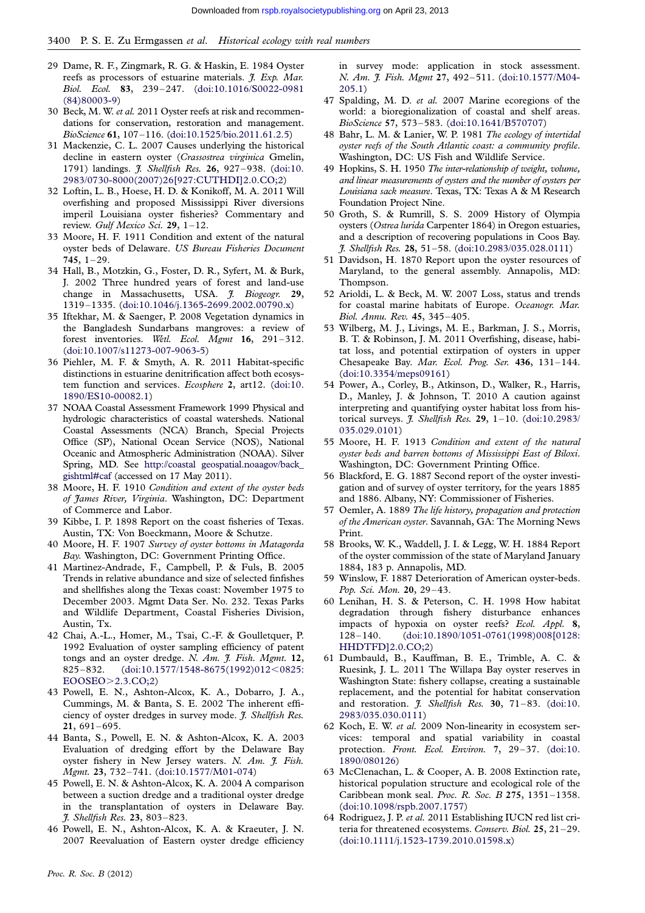29 Dame, R. F., Zingmark, R. G. & Haskin, E. 1984 Oyster reefs as processors of estuarine materials. *J. Exp. Mar. Biol. Ecol.* **83**, 239–247. (doi:10.1016/S0022-0981(84)80003-9)

30 Beck, M. W. *et al.* 2011 Oyster reefs at risk and recommendations for conservation, restoration and management. *BioScience* **61**, 107–116. (doi:10.1525/bio.2011.61.2.5)

31 Mackenzie, C. L. 2007 Causes underlying the historical decline in eastern oyster (*Crassostrea virginica* Gmelin, 1791) landings. *J. Shellfish Res.* **26**, 927–938. (doi:10.2983/0730-8000(2007)26[927:CUTHDI]2.0.CO;2)

32 Loftin, L. B., Hoese, H. D. & Konikoff, M. A. 2011 Will overfishing and proposed Mississippi River diversions imperil Louisiana oyster fisheries? Commentary and review. *Gulf Mexico Sci.* **29**, 1–12.

33 Moore, H. F. 1911 Condition and extent of the natural oyster beds of Delaware. *US Bureau Fisheries Document* **745**, 1–29.

34 Hall, B., Motzkin, G., Foster, D. R., Syfert, M. & Burk, J. 2002 Three hundred years of forest and land-use change in Massachusetts, USA. *J. Biogeogr.* **29**, 1319–1335. (doi:10.1046/j.1365-2699.2002.00790.x)

35 Iftekhar, M. & Saenger, P. 2008 Vegetation dynamics in the Bangladesh Sundarbans mangroves: a review of forest inventories. *Wetl. Ecol. Mgmt* **16**, 291–312. (doi:10.1007/s11273-007-9063-5)

36 Piehler, M. F. & Smyth, A. R. 2011 Habitat-specific distinctions in estuarine denitrification affect both ecosystem function and services. *Ecosphere* **2**, art12. (doi:10.1890/ES10-00082.1)

37 NOAA Coastal Assessment Framework 1999 Physical and hydrologic characteristics of coastal watersheds. National Coastal Assessments (NCA) Branch, Special Projects Office (SP), National Ocean Service (NOS), National Oceanic and Atmospheric Administration (NOAA). Silver Spring, MD. See http://coastal geospatial.noaagov/back_gishtml#caf (accessed on 17 May 2011).

38 Moore, H. F. 1910 *Condition and extent of the oyster beds of James River, Virginia*. Washington, DC: Department of Commerce and Labor.

39 Kibbe, I. P. 1898 Report on the coast fisheries of Texas. Austin, TX: Von Boeckmann, Moore & Schutze.

40 Moore, H. F. 1907 *Survey of oyster bottoms in Matagorda Bay*. Washington, DC: Government Printing Office.

41 Martinez-Andrade, F., Campbell, P. & Fuls, B. 2005 Trends in relative abundance and size of selected finfishes and shellfishes along the Texas coast: November 1975 to December 2003. Mgmt Data Ser. No. 232. Texas Parks and Wildlife Department, Coastal Fisheries Division, Austin, Tx.

42 Chai, A.-L., Homer, M., Tsai, C.-F. & Goulletquer, P. 1992 Evaluation of oyster sampling efficiency of patent tongs and an oyster dredge. *N. Am. J. Fish. Mgmt.* **12**, 825–832. (doi:10.1577/1548-8675(1992)012<0825:EOOSEO>2.3.CO;2)

43 Powell, E. N., Ashton-Alcox, K. A., Dobarro, J. A., Cummings, M. & Banta, S. E. 2002 The inherent efficiency of oyster dredges in survey mode. *J. Shellfish Res.* **21**, 691–695.

44 Banta, S., Powell, E. N. & Ashton-Alcox, K. A. 2003 Evaluation of dredging effort by the Delaware Bay oyster fishery in New Jersey waters. *N. Am. J. Fish. Mgmt.* **23**, 732–741. (doi:10.1577/M01-074)

45 Powell, E. N. & Ashton-Alcox, K. A. 2004 A comparison between a suction dredge and a traditional oyster dredge in the transplantation of oysters in Delaware Bay. *J. Shellfish Res.* **23**, 803–823.

46 Powell, E. N., Ashton-Alcox, K. A. & Kraeuter, J. N. 2007 Reevaluation of Eastern oyster dredge efficiency in survey mode: application in stock assessment. *N. Am. J. Fish. Mgmt* **27**, 492–511. (doi:10.1577/M04-205.1)

47 Spalding, M. D. *et al.* 2007 Marine ecoregions of the world: a bioregionalization of coastal and shelf areas. *BioScience* **57**, 573–583. (doi:10.1641/B570707)

48 Bahr, L. M. & Lanier, W. P. 1981 *The ecology of intertidal oyster reefs of the South Atlantic coast: a community profile*. Washington, DC: US Fish and Wildlife Service.

49 Hopkins, S. H. 1950 *The inter-relationship of weight, volume, and linear measurements of oysters and the number of oysters per Louisiana sack measure*. Texas, TX: Texas A & M Research Foundation Project Nine.

50 Groth, S. & Rumrill, S. S. 2009 History of Olympia oysters (*Ostrea lurida* Carpenter 1864) in Oregon estuaries, and a description of recovering populations in Coos Bay. *J. Shellfish Res.* **28**, 51–58. (doi:10.2983/035.028.0111)

51 Davidson, H. 1870 Report upon the oyster resources of Maryland, to the general assembly. Annapolis, MD: Thompson.

52 Arioldi, L. & Beck, M. W. 2007 Loss, status and trends for coastal marine habitats of Europe. *Oceanogr. Mar. Biol. Annu. Rev.* **45**, 345–405.

53 Wilberg, M. J., Livings, M. E., Barkman, J. S., Morris, B. T. & Robinson, J. M. 2011 Overfishing, disease, habitat loss, and potential extirpation of oysters in upper Chesapeake Bay. *Mar. Ecol. Prog. Ser.* **436**, 131–144. (doi:10.3354/meps09161)

54 Power, A., Corley, B., Atkinson, D., Walker, R., Harris, D., Manley, J. & Johnson, T. 2010 A caution against interpreting and quantifying oyster habitat loss from historical surveys. *J. Shellfish Res.* **29**, 1–10. (doi:10.2983/035.029.0101)

55 Moore, H. F. 1913 *Condition and extent of the natural oyster beds and barren bottoms of Mississippi East of Biloxi*. Washington, DC: Government Printing Office.

56 Blackford, E. G. 1887 Second report of the oyster investigation and of survey of oyster territory, for the years 1885 and 1886. Albany, NY: Commissioner of Fisheries.

57 Oemler, A. 1889 *The life history, propagation and protection of the American oyster*. Savannah, GA: The Morning News Print.

58 Brooks, W. K., Waddell, J. I. & Legg, W. H. 1884 Report of the oyster commission of the state of Maryland January 1884, 183 p. Annapolis, MD.

59 Winslow, F. 1887 Deterioration of American oyster-beds. *Pop. Sci. Mon.* **20**, 29–43.

60 Lenihan, H. S. & Peterson, C. H. 1998 How habitat degradation through fishery disturbance enhances impacts of hypoxia on oyster reefs? *Ecol. Appl.* **8**, 128–140. (doi:10.1890/1051-0761(1998)008[0128:HHDTFD]2.0.CO;2)

61 Dumbauld, B., Kauffman, B. E., Trimble, A. C. & Ruesink, J. L. 2011 The Willapa Bay oyster reserves in Washington State: fishery collapse, creating a sustainable replacement, and the potential for habitat conservation and restoration. *J. Shellfish Res.* **30**, 71–83. (doi:10.2983/035.030.0111)

62 Koch, E. W. *et al.* 2009 Non-linearity in ecosystem services: temporal and spatial variability in coastal protection. *Front. Ecol. Environ.* **7**, 29–37. (doi:10.1890/080126)

63 McClenachan, L. & Cooper, A. B. 2008 Extinction rate, historical population structure and ecological role of the Caribbean monk seal. *Proc. R. Soc. B* **275**, 1351–1358. (doi:10.1098/rspb.2007.1757)

64 Rodriguez, J. P. *et al.* 2011 Establishing IUCN red list criteria for threatened ecosystems. *Conserv. Biol.* **25**, 21–29. (doi:10.1111/j.1523-1739.2010.01598.x)